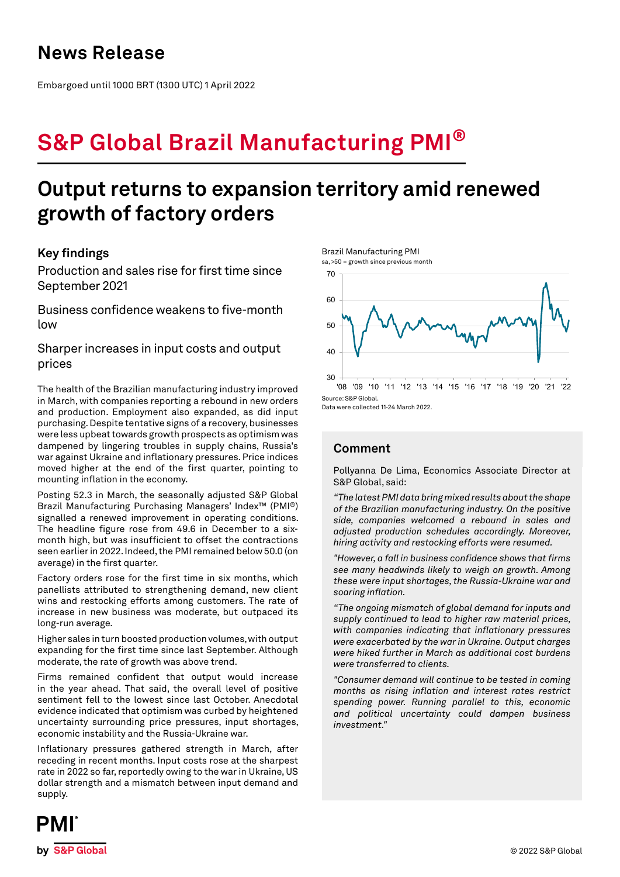# News Release

Embargoed until 1000 BRT (1300 UTC) 1 April 2022

# S&P Global Brazil Manufacturing PMI®

## Output returns to expansion territory amid renewed growth of factory orders

### Key findings

Production and sales rise for first time since September 2021

Business confidence weakens to five-month low

Sharper increases in input costs and output prices

The health of the Brazilian manufacturing industry improved in March, with companies reporting a rebound in new orders and production. Employment also expanded, as did input purchasing. Despite tentative signs of a recovery, businesses were less upbeat towards growth prospects as optimism was dampened by lingering troubles in supply chains, Russia's war against Ukraine and inflationary pressures. Price indices moved higher at the end of the first quarter, pointing to mounting inflation in the economy.

Posting 52.3 in March, the seasonally adjusted S&P Global Brazil Manufacturing Purchasing Managers' Index™ (PMI®) signalled a renewed improvement in operating conditions. The headline figure rose from 49.6 in December to a six-month high, but was insufficient to offset the contractions seen earlier in 2022. Indeed, the PMI remained below 50.0 (on average) in the first quarter.

Factory orders rose for the first time in six months, which panellists attributed to strengthening demand, new client wins and restocking efforts among customers. The rate of increase in new business was moderate, but outpaced its long-run average.

Higher sales in turn boosted production volumes, with output expanding for the first time since last September. Although moderate, the rate of growth was above trend.

Firms remained confident that output would increase in the year ahead. That said, the overall level of positive sentiment fell to the lowest since last October. Anecdotal evidence indicated that optimism was curbed by heightened uncertainty surrounding price pressures, input shortages, economic instability and the Russia-Ukraine war.

Inflationary pressures gathered strength in March, after receding in recent months. Input costs rose at the sharpest rate in 2022 so far, reportedly owing to the war in Ukraine, US dollar strength and a mismatch between input demand and supply.

Brazil Manufacturing PMI
sa, >50 = growth since previous month

Source: S&P Global.
Data were collected 11-24 March 2022.

### Comment

Pollyanna De Lima, Economics Associate Director at S&P Global, said:

*"The latest PMI data bring mixed results about the shape of the Brazilian manufacturing industry. On the positive side, companies welcomed a rebound in sales and adjusted production schedules accordingly. Moreover, hiring activity and restocking efforts were resumed.*

*"However, a fall in business confidence shows that firms see many headwinds likely to weigh on growth. Among these were input shortages, the Russia-Ukraine war and soaring inflation.*

*"The ongoing mismatch of global demand for inputs and supply continued to lead to higher raw material prices, with companies indicating that inflationary pressures were exacerbated by the war in Ukraine. Output charges were hiked further in March as additional cost burdens were transferred to clients.*

*"Consumer demand will continue to be tested in coming months as rising inflation and interest rates restrict spending power. Running parallel to this, economic and political uncertainty could dampen business investment."*

© 2022 S&P Global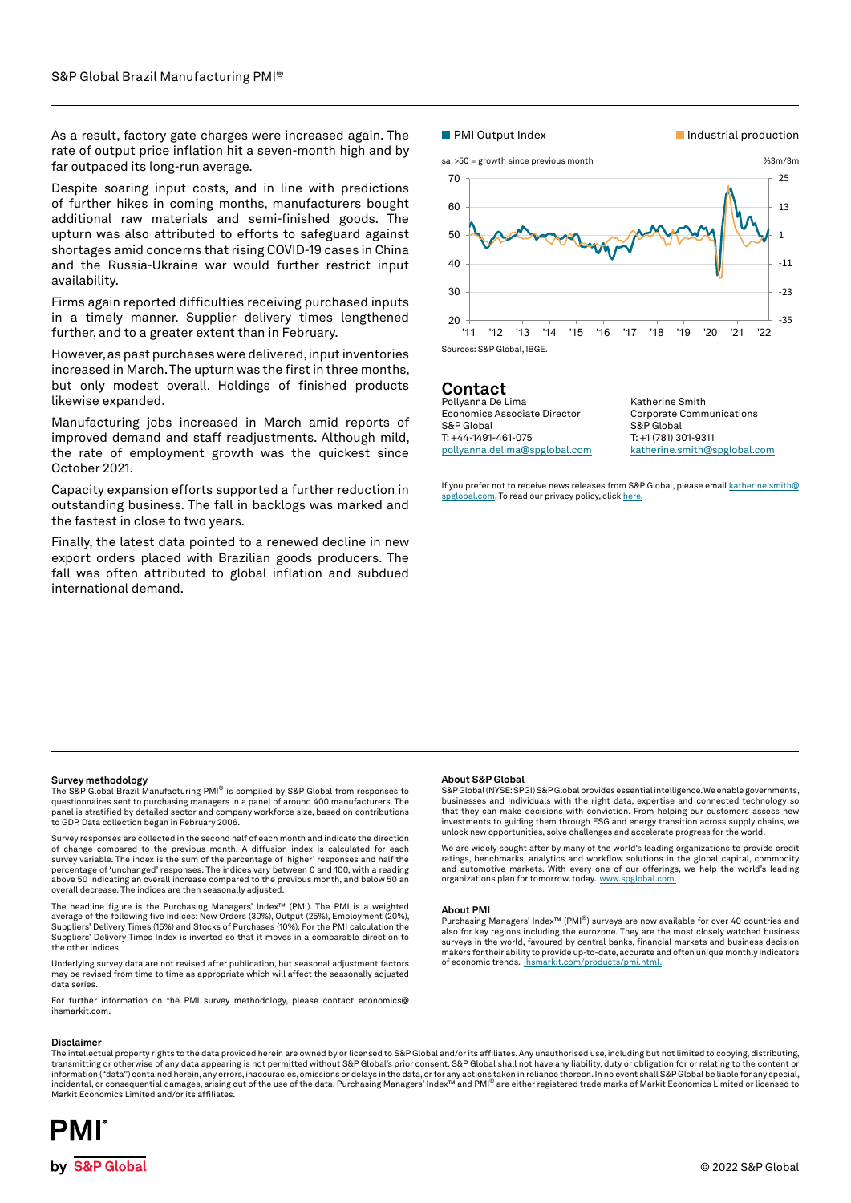As a result, factory gate charges were increased again. The rate of output price inflation hit a seven-month high and by far outpaced its long-run average.

Despite soaring input costs, and in line with predictions of further hikes in coming months, manufacturers bought additional raw materials and semi-finished goods. The upturn was also attributed to efforts to safeguard against shortages amid concerns that rising COVID-19 cases in China and the Russia-Ukraine war would further restrict input availability.

Firms again reported difficulties receiving purchased inputs in a timely manner. Supplier delivery times lengthened further, and to a greater extent than in February.

However, as past purchases were delivered, input inventories increased in March. The upturn was the first in three months, but only modest overall. Holdings of finished products likewise expanded.

Manufacturing jobs increased in March amid reports of improved demand and staff readjustments. Although mild, the rate of employment growth was the quickest since October 2021.

Capacity expansion efforts supported a further reduction in outstanding business. The fall in backlogs was marked and the fastest in close to two years.

Finally, the latest data pointed to a renewed decline in new export orders placed with Brazilian goods producers. The fall was often attributed to global inflation and subdued international demand.

PMI Output Index
Industrial production
sa, >50 = growth since previous month
%3m/3m
70 60 50 40 30 20
25 13 1 -11 -23 -35
'11 '12 '13 '14 '15 '16 '17 '18 '19 '20 '21 '22

Sources: S&P Global, IBGE.

## Contact

Pollyanna De Lima
Economics Associate Director
S&P Global
T: +44-1491-461-075
pollyanna.delima@spglobal.com

Katherine Smith
Corporate Communications
S&P Global
T: +1 (781) 301-9311
katherine.smith@spglobal.com

If you prefer not to receive news releases from S&P Global, please email katherine.smith@spglobal.com. To read our privacy policy, click here.

### Survey methodology

The S&P Global Brazil Manufacturing PMI® is compiled by S&P Global from responses to questionnaires sent to purchasing managers in a panel of around 400 manufacturers. The panel is stratified by detailed sector and company workforce size, based on contributions to GDP. Data collection began in February 2006.

Survey responses are collected in the second half of each month and indicate the direction of change compared to the previous month. A diffusion index is calculated for each survey variable. The index is the sum of the percentage of 'higher' responses and half the percentage of 'unchanged' responses. The indices vary between 0 and 100, with a reading above 50 indicating an overall increase compared to the previous month, and below 50 an overall decrease. The indices are then seasonally adjusted.

The headline figure is the Purchasing Managers' Index™ (PMI). The PMI is a weighted average of the following five indices: New Orders (30%), Output (25%), Employment (20%), Suppliers' Delivery Times (15%) and Stocks of Purchases (10%). For the PMI calculation the Suppliers' Delivery Times Index is inverted so that it moves in a comparable direction to the other indices.

Underlying survey data are not revised after publication, but seasonal adjustment factors may be revised from time to time as appropriate which will affect the seasonally adjusted data series.

For further information on the PMI survey methodology, please contact economics@ihsmarkit.com.

### About S&P Global

S&P Global (NYSE: SPGI) S&P Global provides essential intelligence. We enable governments, businesses and individuals with the right data, expertise and connected technology so that they can make decisions with conviction. From helping our customers assess new investments to guiding them through ESG and energy transition across supply chains, we unlock new opportunities, solve challenges and accelerate progress for the world.

We are widely sought after by many of the world's leading organizations to provide credit ratings, benchmarks, analytics and workflow solutions in the global capital, commodity and automotive markets. With every one of our offerings, we help the world's leading organizations plan for tomorrow, today. www.spglobal.com.

### About PMI

Purchasing Managers' Index™ (PMI®) surveys are now available for over 40 countries and also for key regions including the eurozone. They are the most closely watched business surveys in the world, favoured by central banks, financial markets and business decision makers for their ability to provide up-to-date, accurate and often unique monthly indicators of economic trends. ihsmarkit.com/products/pmi.html.

### Disclaimer

The intellectual property rights to the data provided herein are owned by or licensed to S&P Global and/or its affiliates. Any unauthorised use, including but not limited to copying, distributing, transmitting or otherwise of any data appearing is not permitted without S&P Global's prior consent. S&P Global shall not have any liability, duty or obligation for or relating to the content or information ("data") contained herein, any errors, inaccuracies, omissions or delays in the data, or for any actions taken in reliance thereon. In no event shall S&P Global be liable for any special, incidental, or consequential damages, arising out of the use of the data. Purchasing Managers' Index™ and PMI® are either registered trade marks of Markit Economics Limited or licensed to Markit Economics Limited and/or its affiliates.

PMI by S&P Global

© 2022 S&P Global